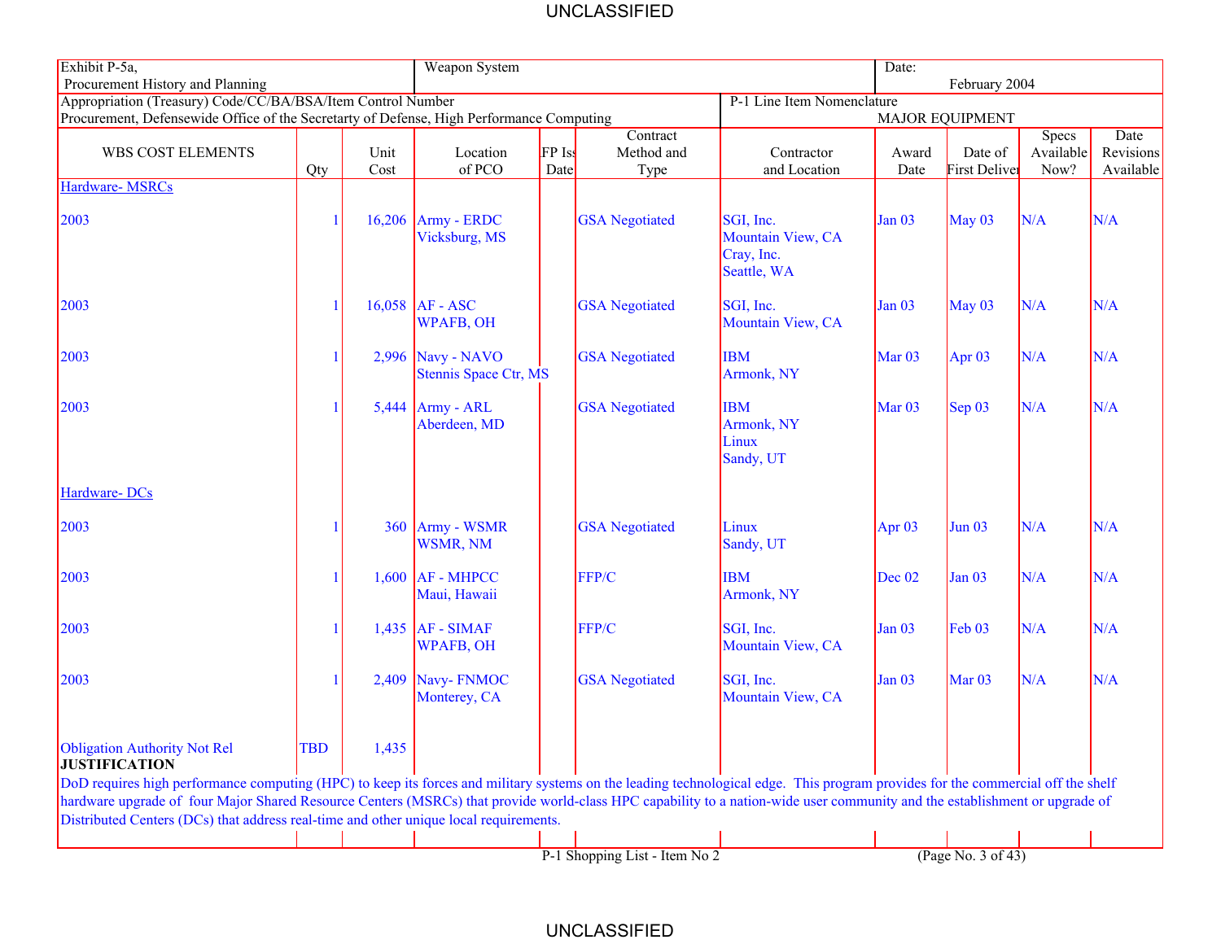| Exhibit P-5a, Procurement History and Planning | | | Weapon System | | | | Date: February 2004 | | | |
|---|---|---|---|---|---|---|---|---|---|---|
| Appropriation (Treasury) Code/CC/BA/BSA/Item Control Number<br>Procurement, Defensewide Office of the Secretarty of Defense, High Performance Computing | | | | | | P-1 Line Item Nomenclature<br>MAJOR EQUIPMENT | | | | |
| WBS COST ELEMENTS | Qty | Unit Cost | Location of PCO | RFP Issue Date | Contract Method and Type | Contractor and Location | Award Date | Date of First Delivery | Specs Available Now? | Date Revisions Available |
| Hardware- MSRCs | | | | | | | | | | |
| 2003 | 1 | 16,206 | Army - ERDC Vicksburg, MS | | GSA Negotiated | SGI, Inc. Mountain View, CA Cray, Inc. Seattle, WA | Jan 03 | May 03 | N/A | N/A |
| 2003 | 1 | 16,058 | AF - ASC WPAFB, OH | | GSA Negotiated | SGI, Inc. Mountain View, CA | Jan 03 | May 03 | N/A | N/A |
| 2003 | 1 | 2,996 | Navy - NAVO Stennis Space Ctr, MS | | GSA Negotiated | IBM Armonk, NY | Mar 03 | Apr 03 | N/A | N/A |
| 2003 | 1 | 5,444 | Army - ARL Aberdeen, MD | | GSA Negotiated | IBM Armonk, NY Linux Sandy, UT | Mar 03 | Sep 03 | N/A | N/A |
| Hardware- DCs | | | | | | | | | | |
| 2003 | 1 | 360 | Army - WSMR WSMR, NM | | GSA Negotiated | Linux Sandy, UT | Apr 03 | Jun 03 | N/A | N/A |
| 2003 | 1 | 1,600 | AF - MHPCC Maui, Hawaii | | FFP/C | IBM Armonk, NY | Dec 02 | Jan 03 | N/A | N/A |
| 2003 | 1 | 1,435 | AF - SIMAF WPAFB, OH | | FFP/C | SGI, Inc. Mountain View, CA | Jan 03 | Feb 03 | N/A | N/A |
| 2003 | 1 | 2,409 | Navy- FNMOC Monterey, CA | | GSA Negotiated | SGI, Inc. Mountain View, CA | Jan 03 | Mar 03 | N/A | N/A |
| Obligation Authority Not Rel | TBD | 1,435 | | | | | | | | |

**JUSTIFICATION**

DoD requires high performance computing (HPC) to keep its forces and military systems on the leading technological edge. This program provides for the commercial off the shelf hardware upgrade of four Major Shared Resource Centers (MSRCs) that provide world-class HPC capability to a nation-wide user community and the establishment or upgrade of Distributed Centers (DCs) that address real-time and other unique local requirements.

P-1 Shopping List - Item No 2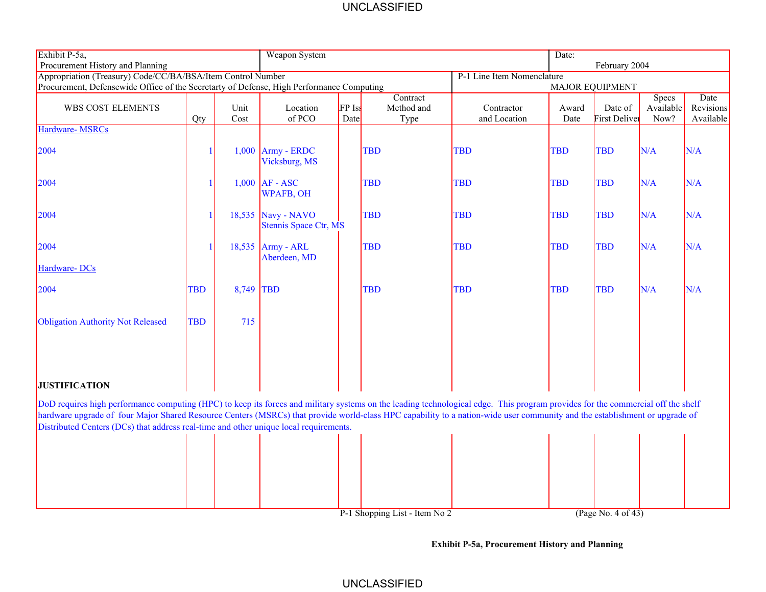| Exhibit P-5a, Procurement History and Planning | | | Weapon System | | | | Date: February 2004 | | | |
|---|---|---|---|---|---|---|---|---|---|---|
| Appropriation (Treasury) Code/CC/BA/BSA/Item Control Number<br>Procurement, Defensewide Office of the Secretarty of Defense, High Performance Computing | | | | | | P-1 Line Item Nomenclature<br>MAJOR EQUIPMENT | | | | |
| WBS COST ELEMENTS | Qty | Unit Cost | Location of PCO | RFP Issue Date | Contract Method and Type | Contractor and Location | Award Date | Date of First Delivery | Specs Available Now? | Date Revisions Available |
| Hardware- MSRCs | | | | | | | | | | |
| 2004 | 1 | 1,000 | Army - ERDC Vicksburg, MS | | TBD | TBD | TBD | TBD | N/A | N/A |
| 2004 | 1 | 1,000 | AF - ASC WPAFB, OH | | TBD | TBD | TBD | TBD | N/A | N/A |
| 2004 | 1 | 18,535 | Navy - NAVO Stennis Space Ctr, MS | | TBD | TBD | TBD | TBD | N/A | N/A |
| 2004 | 1 | 18,535 | Army - ARL Aberdeen, MD | | TBD | TBD | TBD | TBD | N/A | N/A |
| Hardware- DCs | | | | | | | | | | |
| 2004 | TBD | 8,749 | TBD | | TBD | TBD | TBD | TBD | N/A | N/A |
| Obligation Authority Not Released | TBD | 715 | | | | | | | | |

**JUSTIFICATION**

DoD requires high performance computing (HPC) to keep its forces and military systems on the leading technological edge. This program provides for the commercial off the shelf hardware upgrade of four Major Shared Resource Centers (MSRCs) that provide world-class HPC capability to a nation-wide user community and the establishment or upgrade of Distributed Centers (DCs) that address real-time and other unique local requirements.

P-1 Shopping List - Item No 2

**Exhibit P-5a, Procurement History and Planning**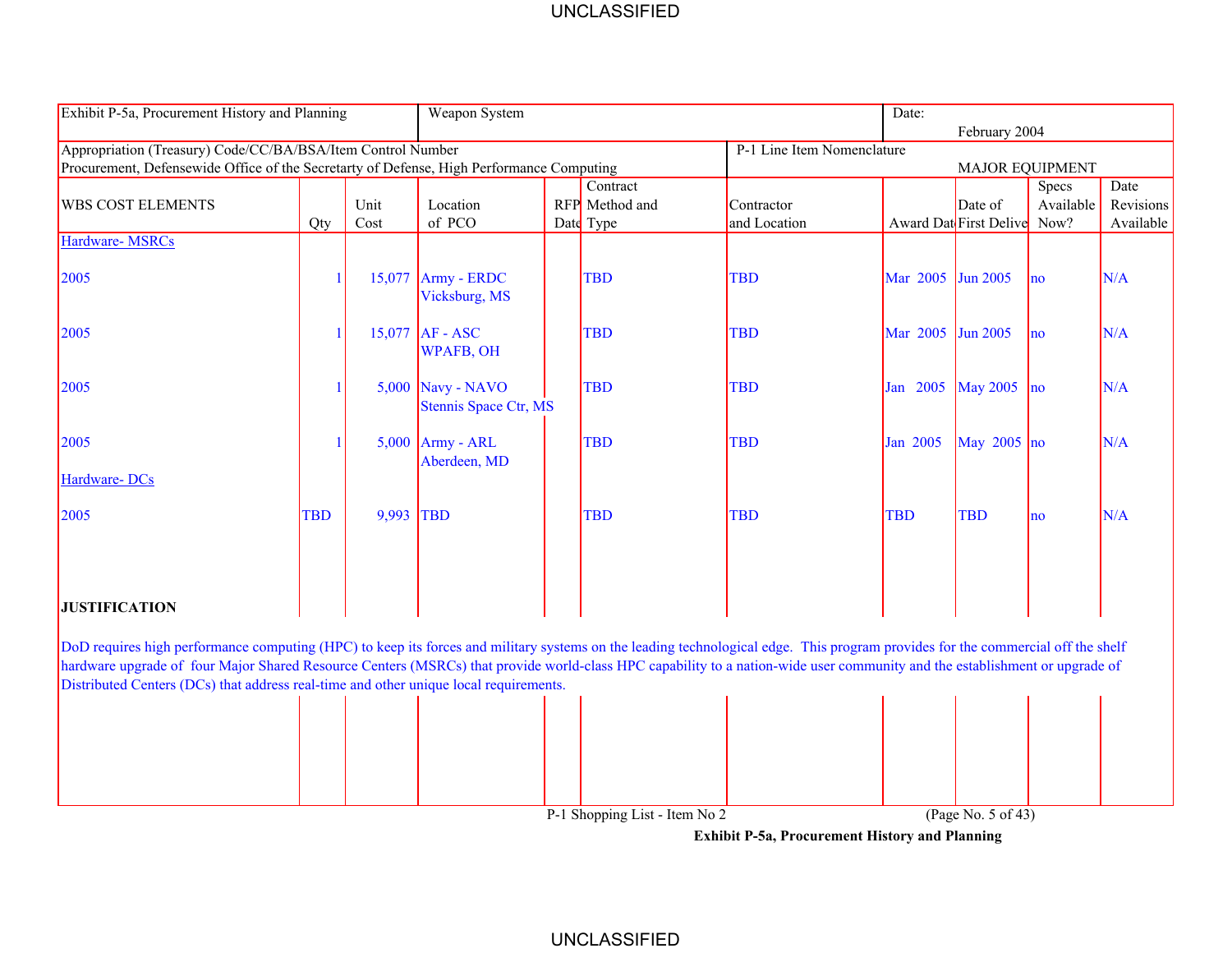| Exhibit P-5a, Procurement History and Planning | | | Weapon System | | | | | Date: February 2004 | | |
|---|---|---|---|---|---|---|---|---|---|---|
| Appropriation (Treasury) Code/CC/BA/BSA/Item Control Number<br>Procurement, Defensewide Office of the Secretarty of Defense, High Performance Computing | | | | | | P-1 Line Item Nomenclature<br>MAJOR EQUIPMENT | | | | |
| WBS COST ELEMENTS | Qty | Unit Cost | Location of PCO | RFP Date | Contract Method and Type | Contractor and Location | Award Date | Date of First Delivery | Specs Available Now? | Date Revisions Available |
| Hardware- MSRCs | | | | | | | | | | |
| 2005 | 1 | 15,077 | Army - ERDC Vicksburg, MS | | TBD | TBD | Mar 2005 | Jun 2005 | no | N/A |
| 2005 | 1 | 15,077 | AF - ASC WPAFB, OH | | TBD | TBD | Mar 2005 | Jun 2005 | no | N/A |
| 2005 | 1 | 5,000 | Navy - NAVO Stennis Space Ctr, MS | | TBD | TBD | Jan 2005 | May 2005 | no | N/A |
| 2005 | 1 | 5,000 | Army - ARL Aberdeen, MD | | TBD | TBD | Jan 2005 | May 2005 | no | N/A |
| Hardware- DCs | | | | | | | | | | |
| 2005 | TBD | 9,993 | TBD | | TBD | TBD | TBD | TBD | no | N/A |

**JUSTIFICATION**

DoD requires high performance computing (HPC) to keep its forces and military systems on the leading technological edge. This program provides for the commercial off the shelf hardware upgrade of four Major Shared Resource Centers (MSRCs) that provide world-class HPC capability to a nation-wide user community and the establishment or upgrade of Distributed Centers (DCs) that address real-time and other unique local requirements.

P-1 Shopping List - Item No 2

**Exhibit P-5a, Procurement History and Planning**